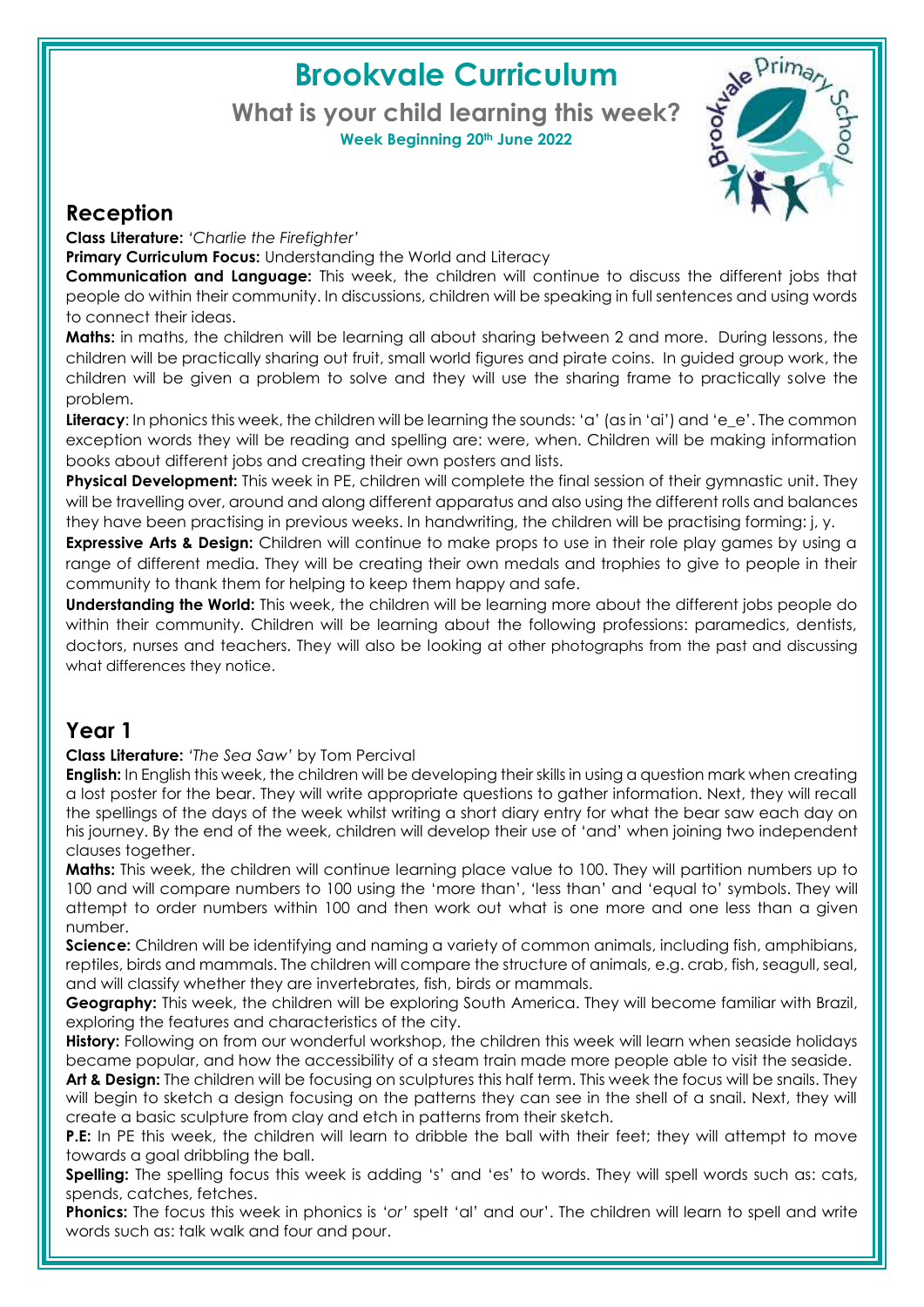# Brookvale Curriculum

## What is your child learning this week?

**Week Beginning 20th June 2022**

## Reception

**Class Literature:** *'Charlie the Firefighter'*

**Primary Curriculum Focus:** Understanding the World and Literacy

**Communication and Language:** This week, the children will continue to discuss the different jobs that people do within their community. In discussions, children will be speaking in full sentences and using words to connect their ideas.

**Maths:** in maths, the children will be learning all about sharing between 2 and more. During lessons, the children will be practically sharing out fruit, small world figures and pirate coins. In guided group work, the children will be given a problem to solve and they will use the sharing frame to practically solve the problem.

**Literacy**: In phonics this week, the children will be learning the sounds: 'a' (as in 'ai') and 'e_e'. The common exception words they will be reading and spelling are: were, when. Children will be making information books about different jobs and creating their own posters and lists.

**Physical Development:** This week in PE, children will complete the final session of their gymnastic unit. They will be travelling over, around and along different apparatus and also using the different rolls and balances they have been practising in previous weeks. In handwriting, the children will be practising forming: j, y.

**Expressive Arts & Design:** Children will continue to make props to use in their role play games by using a range of different media. They will be creating their own medals and trophies to give to people in their community to thank them for helping to keep them happy and safe.

**Understanding the World:** This week, the children will be learning more about the different jobs people do within their community. Children will be learning about the following professions: paramedics, dentists, doctors, nurses and teachers. They will also be looking at other photographs from the past and discussing what differences they notice.

## Year 1

**Class Literature:** *'The Sea Saw'* by Tom Percival

**English:** In English this week, the children will be developing their skills in using a question mark when creating a lost poster for the bear. They will write appropriate questions to gather information. Next, they will recall the spellings of the days of the week whilst writing a short diary entry for what the bear saw each day on his journey. By the end of the week, children will develop their use of 'and' when joining two independent clauses together.

**Maths:** This week, the children will continue learning place value to 100. They will partition numbers up to 100 and will compare numbers to 100 using the 'more than', 'less than' and 'equal to' symbols. They will attempt to order numbers within 100 and then work out what is one more and one less than a given number.

**Science:** Children will be identifying and naming a variety of common animals, including fish, amphibians, reptiles, birds and mammals. The children will compare the structure of animals, e.g. crab, fish, seagull, seal, and will classify whether they are invertebrates, fish, birds or mammals.

**Geography:** This week, the children will be exploring South America. They will become familiar with Brazil, exploring the features and characteristics of the city.

**History:** Following on from our wonderful workshop, the children this week will learn when seaside holidays became popular, and how the accessibility of a steam train made more people able to visit the seaside.

**Art & Design:** The children will be focusing on sculptures this half term. This week the focus will be snails. They will begin to sketch a design focusing on the patterns they can see in the shell of a snail. Next, they will create a basic sculpture from clay and etch in patterns from their sketch.

**P.E:** In PE this week, the children will learn to dribble the ball with their feet; they will attempt to move towards a goal dribbling the ball.

**Spelling:** The spelling focus this week is adding 's' and 'es' to words. They will spell words such as: cats, spends, catches, fetches.

**Phonics:** The focus this week in phonics is *'or'* spelt 'al' and our'. The children will learn to spell and write words such as: talk walk and four and pour.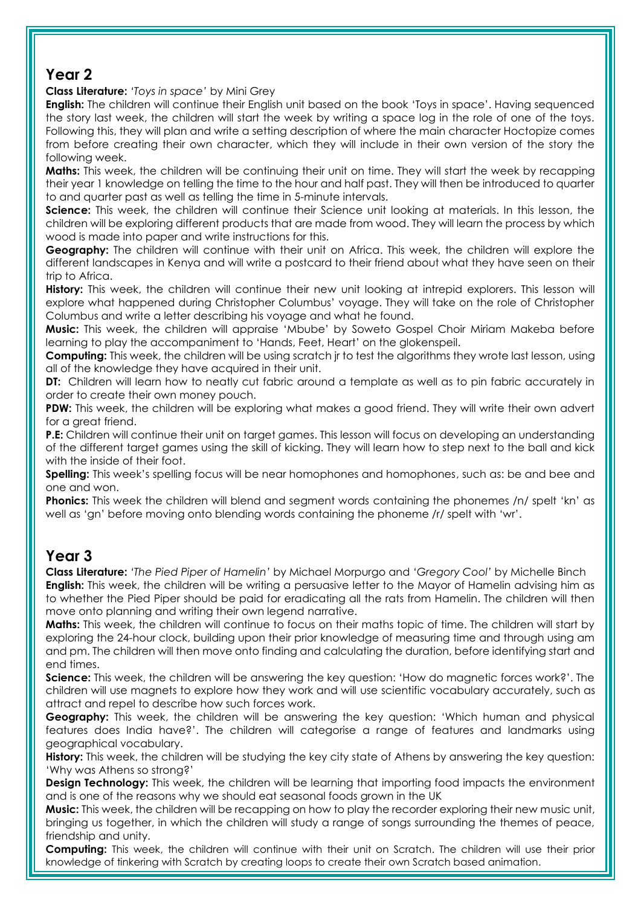## Year 2

**Class Literature:** *'Toys in space'* by Mini Grey

**English:** The children will continue their English unit based on the book 'Toys in space'. Having sequenced the story last week, the children will start the week by writing a space log in the role of one of the toys. Following this, they will plan and write a setting description of where the main character Hoctopize comes from before creating their own character, which they will include in their own version of the story the following week.

**Maths:** This week, the children will be continuing their unit on time. They will start the week by recapping their year 1 knowledge on telling the time to the hour and half past. They will then be introduced to quarter to and quarter past as well as telling the time in 5-minute intervals.

**Science:** This week, the children will continue their Science unit looking at materials. In this lesson, the children will be exploring different products that are made from wood. They will learn the process by which wood is made into paper and write instructions for this.

**Geography:** The children will continue with their unit on Africa. This week, the children will explore the different landscapes in Kenya and will write a postcard to their friend about what they have seen on their trip to Africa.

**History:** This week, the children will continue their new unit looking at intrepid explorers. This lesson will explore what happened during Christopher Columbus' voyage. They will take on the role of Christopher Columbus and write a letter describing his voyage and what he found.

**Music:** This week, the children will appraise 'Mbube' by Soweto Gospel Choir Miriam Makeba before learning to play the accompaniment to 'Hands, Feet, Heart' on the glokenspeil.

**Computing:** This week, the children will be using scratch jr to test the algorithms they wrote last lesson, using all of the knowledge they have acquired in their unit.

**DT:** Children will learn how to neatly cut fabric around a template as well as to pin fabric accurately in order to create their own money pouch.

**PDW:** This week, the children will be exploring what makes a good friend. They will write their own advert for a great friend.

**P.E:** Children will continue their unit on target games. This lesson will focus on developing an understanding of the different target games using the skill of kicking. They will learn how to step next to the ball and kick with the inside of their foot.

**Spelling:** This week's spelling focus will be near homophones and homophones, such as: be and bee and one and won.

**Phonics:** This week the children will blend and segment words containing the phonemes /n/ spelt 'kn' as well as 'gn' before moving onto blending words containing the phoneme /r/ spelt with 'wr'.

## Year 3

**Class Literature:** *'The Pied Piper of Hamelin'* by Michael Morpurgo and *'Gregory Cool'* by Michelle Binch

**English:** This week, the children will be writing a persuasive letter to the Mayor of Hamelin advising him as to whether the Pied Piper should be paid for eradicating all the rats from Hamelin. The children will then move onto planning and writing their own legend narrative.

**Maths:** This week, the children will continue to focus on their maths topic of time. The children will start by exploring the 24-hour clock, building upon their prior knowledge of measuring time and through using am and pm. The children will then move onto finding and calculating the duration, before identifying start and end times.

**Science:** This week, the children will be answering the key question: 'How do magnetic forces work?'. The children will use magnets to explore how they work and will use scientific vocabulary accurately, such as attract and repel to describe how such forces work.

**Geography:** This week, the children will be answering the key question: 'Which human and physical features does India have?'. The children will categorise a range of features and landmarks using geographical vocabulary.

**History:** This week, the children will be studying the key city state of Athens by answering the key question: 'Why was Athens so strong?'

**Design Technology:** This week, the children will be learning that importing food impacts the environment and is one of the reasons why we should eat seasonal foods grown in the UK

**Music:** This week, the children will be recapping on how to play the recorder exploring their new music unit, bringing us together, in which the children will study a range of songs surrounding the themes of peace, friendship and unity.

**Computing:** This week, the children will continue with their unit on Scratch. The children will use their prior knowledge of tinkering with Scratch by creating loops to create their own Scratch based animation.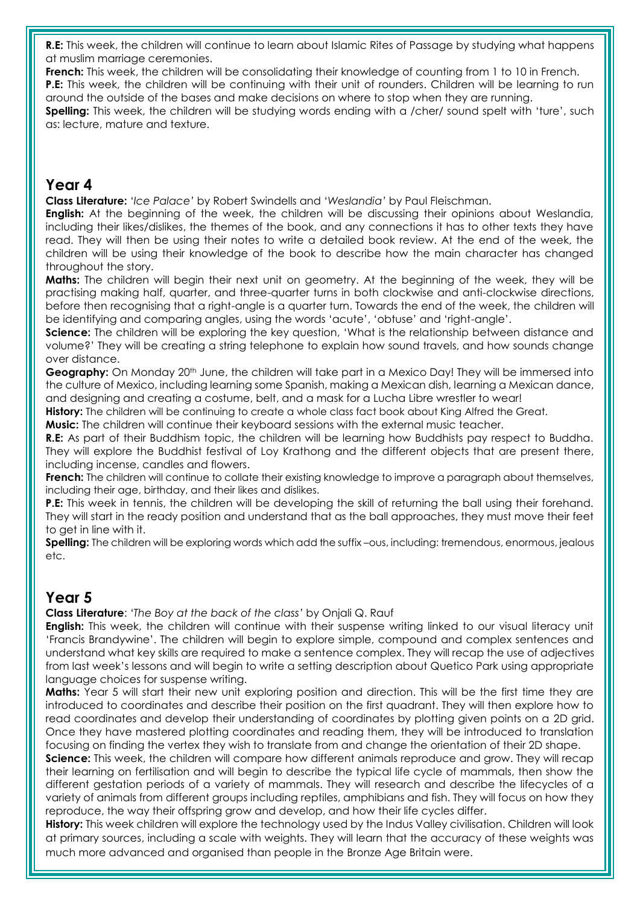**R.E:** This week, the children will continue to learn about Islamic Rites of Passage by studying what happens at muslim marriage ceremonies.

**French:** This week, the children will be consolidating their knowledge of counting from 1 to 10 in French.

**P.E:** This week, the children will be continuing with their unit of rounders. Children will be learning to run around the outside of the bases and make decisions on where to stop when they are running.

**Spelling:** This week, the children will be studying words ending with a /cher/ sound spelt with 'ture', such as: lecture, mature and texture.

## Year 4

**Class Literature:** *'Ice Palace'* by Robert Swindells and *'Weslandia'* by Paul Fleischman.

**English:** At the beginning of the week, the children will be discussing their opinions about Weslandia, including their likes/dislikes, the themes of the book, and any connections it has to other texts they have read. They will then be using their notes to write a detailed book review. At the end of the week, the children will be using their knowledge of the book to describe how the main character has changed throughout the story.

**Maths:** The children will begin their next unit on geometry. At the beginning of the week, they will be practising making half, quarter, and three-quarter turns in both clockwise and anti-clockwise directions, before then recognising that a right-angle is a quarter turn. Towards the end of the week, the children will be identifying and comparing angles, using the words 'acute', 'obtuse' and 'right-angle'.

**Science:** The children will be exploring the key question, 'What is the relationship between distance and volume?' They will be creating a string telephone to explain how sound travels, and how sounds change over distance.

**Geography:** On Monday 20th June, the children will take part in a Mexico Day! They will be immersed into the culture of Mexico, including learning some Spanish, making a Mexican dish, learning a Mexican dance, and designing and creating a costume, belt, and a mask for a Lucha Libre wrestler to wear!

**History:** The children will be continuing to create a whole class fact book about King Alfred the Great.

**Music:** The children will continue their keyboard sessions with the external music teacher.

**R.E:** As part of their Buddhism topic, the children will be learning how Buddhists pay respect to Buddha. They will explore the Buddhist festival of Loy Krathong and the different objects that are present there, including incense, candles and flowers.

**French:** The children will continue to collate their existing knowledge to improve a paragraph about themselves, including their age, birthday, and their likes and dislikes.

**P.E:** This week in tennis, the children will be developing the skill of returning the ball using their forehand. They will start in the ready position and understand that as the ball approaches, they must move their feet to get in line with it.

**Spelling:** The children will be exploring words which add the suffix –ous, including: tremendous, enormous, jealous etc.

## Year 5

**Class Literature**: *'The Boy at the back of the class'* by Onjali Q. Rauf

**English:** This week, the children will continue with their suspense writing linked to our visual literacy unit 'Francis Brandywine'. The children will begin to explore simple, compound and complex sentences and understand what key skills are required to make a sentence complex. They will recap the use of adjectives from last week's lessons and will begin to write a setting description about Quetico Park using appropriate language choices for suspense writing.

**Maths:** Year 5 will start their new unit exploring position and direction. This will be the first time they are introduced to coordinates and describe their position on the first quadrant. They will then explore how to read coordinates and develop their understanding of coordinates by plotting given points on a 2D grid. Once they have mastered plotting coordinates and reading them, they will be introduced to translation focusing on finding the vertex they wish to translate from and change the orientation of their 2D shape.

**Science:** This week, the children will compare how different animals reproduce and grow. They will recap their learning on fertilisation and will begin to describe the typical life cycle of mammals, then show the different gestation periods of a variety of mammals. They will research and describe the lifecycles of a variety of animals from different groups including reptiles, amphibians and fish. They will focus on how they reproduce, the way their offspring grow and develop, and how their life cycles differ.

**History:** This week children will explore the technology used by the Indus Valley civilisation. Children will look at primary sources, including a scale with weights. They will learn that the accuracy of these weights was much more advanced and organised than people in the Bronze Age Britain were.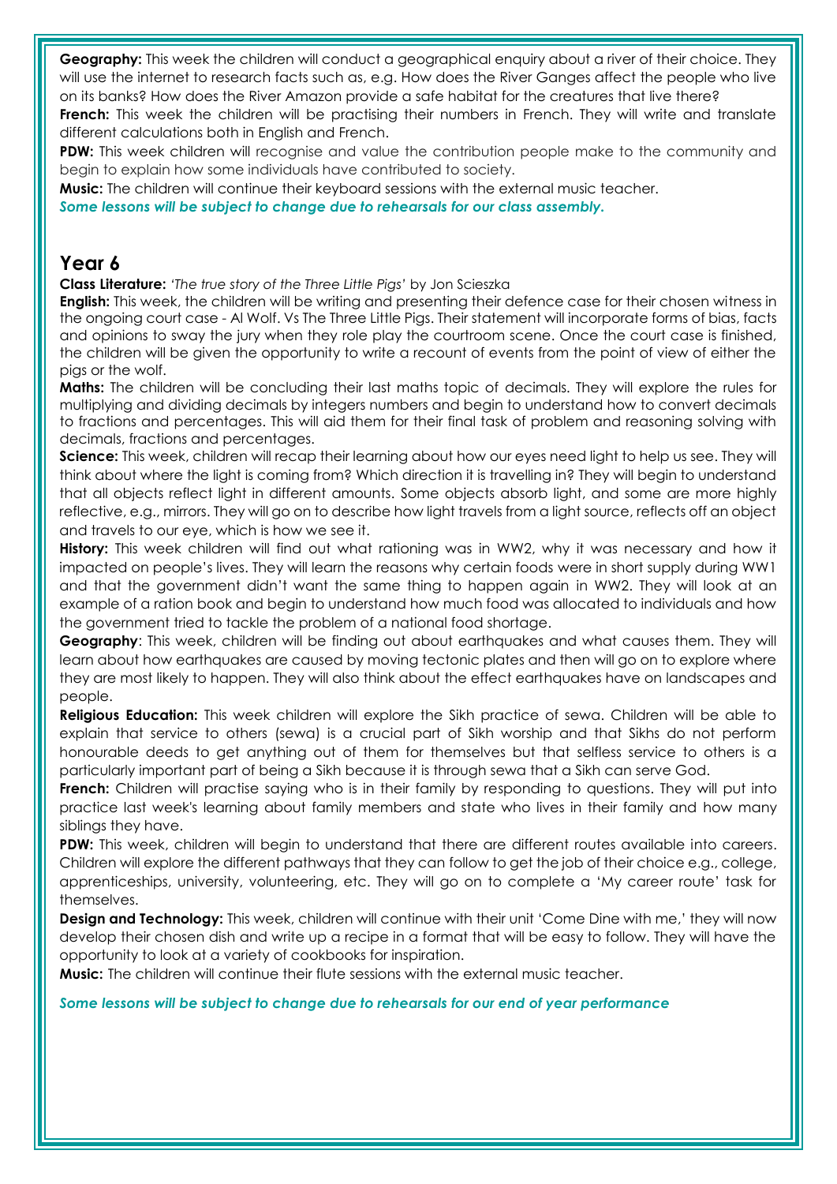**Geography:** This week the children will conduct a geographical enquiry about a river of their choice. They will use the internet to research facts such as, e.g. How does the River Ganges affect the people who live on its banks? How does the River Amazon provide a safe habitat for the creatures that live there?

**French:** This week the children will be practising their numbers in French. They will write and translate different calculations both in English and French.

**PDW:** This week children will recognise and value the contribution people make to the community and begin to explain how some individuals have contributed to society.

**Music:** The children will continue their keyboard sessions with the external music teacher.

***Some lessons will be subject to change due to rehearsals for our class assembly.***

## Year 6

**Class Literature:** *'The true story of the Three Little Pigs'* by Jon Scieszka

**English:** This week, the children will be writing and presenting their defence case for their chosen witness in the ongoing court case - Al Wolf. Vs The Three Little Pigs. Their statement will incorporate forms of bias, facts and opinions to sway the jury when they role play the courtroom scene. Once the court case is finished, the children will be given the opportunity to write a recount of events from the point of view of either the pigs or the wolf.

**Maths:** The children will be concluding their last maths topic of decimals. They will explore the rules for multiplying and dividing decimals by integers numbers and begin to understand how to convert decimals to fractions and percentages. This will aid them for their final task of problem and reasoning solving with decimals, fractions and percentages.

**Science:** This week, children will recap their learning about how our eyes need light to help us see. They will think about where the light is coming from? Which direction it is travelling in? They will begin to understand that all objects reflect light in different amounts. Some objects absorb light, and some are more highly reflective, e.g., mirrors. They will go on to describe how light travels from a light source, reflects off an object and travels to our eye, which is how we see it.

**History:** This week children will find out what rationing was in WW2, why it was necessary and how it impacted on people's lives. They will learn the reasons why certain foods were in short supply during WW1 and that the government didn't want the same thing to happen again in WW2. They will look at an example of a ration book and begin to understand how much food was allocated to individuals and how the government tried to tackle the problem of a national food shortage.

**Geography**: This week, children will be finding out about earthquakes and what causes them. They will learn about how earthquakes are caused by moving tectonic plates and then will go on to explore where they are most likely to happen. They will also think about the effect earthquakes have on landscapes and people.

**Religious Education:** This week children will explore the Sikh practice of sewa. Children will be able to explain that service to others (sewa) is a crucial part of Sikh worship and that Sikhs do not perform honourable deeds to get anything out of them for themselves but that selfless service to others is a particularly important part of being a Sikh because it is through sewa that a Sikh can serve God.

**French:** Children will practise saying who is in their family by responding to questions. They will put into practice last week's learning about family members and state who lives in their family and how many siblings they have.

**PDW:** This week, children will begin to understand that there are different routes available into careers. Children will explore the different pathways that they can follow to get the job of their choice e.g., college, apprenticeships, university, volunteering, etc. They will go on to complete a 'My career route' task for themselves.

**Design and Technology:** This week, children will continue with their unit 'Come Dine with me,' they will now develop their chosen dish and write up a recipe in a format that will be easy to follow. They will have the opportunity to look at a variety of cookbooks for inspiration.

**Music:** The children will continue their flute sessions with the external music teacher.

***Some lessons will be subject to change due to rehearsals for our end of year performance***